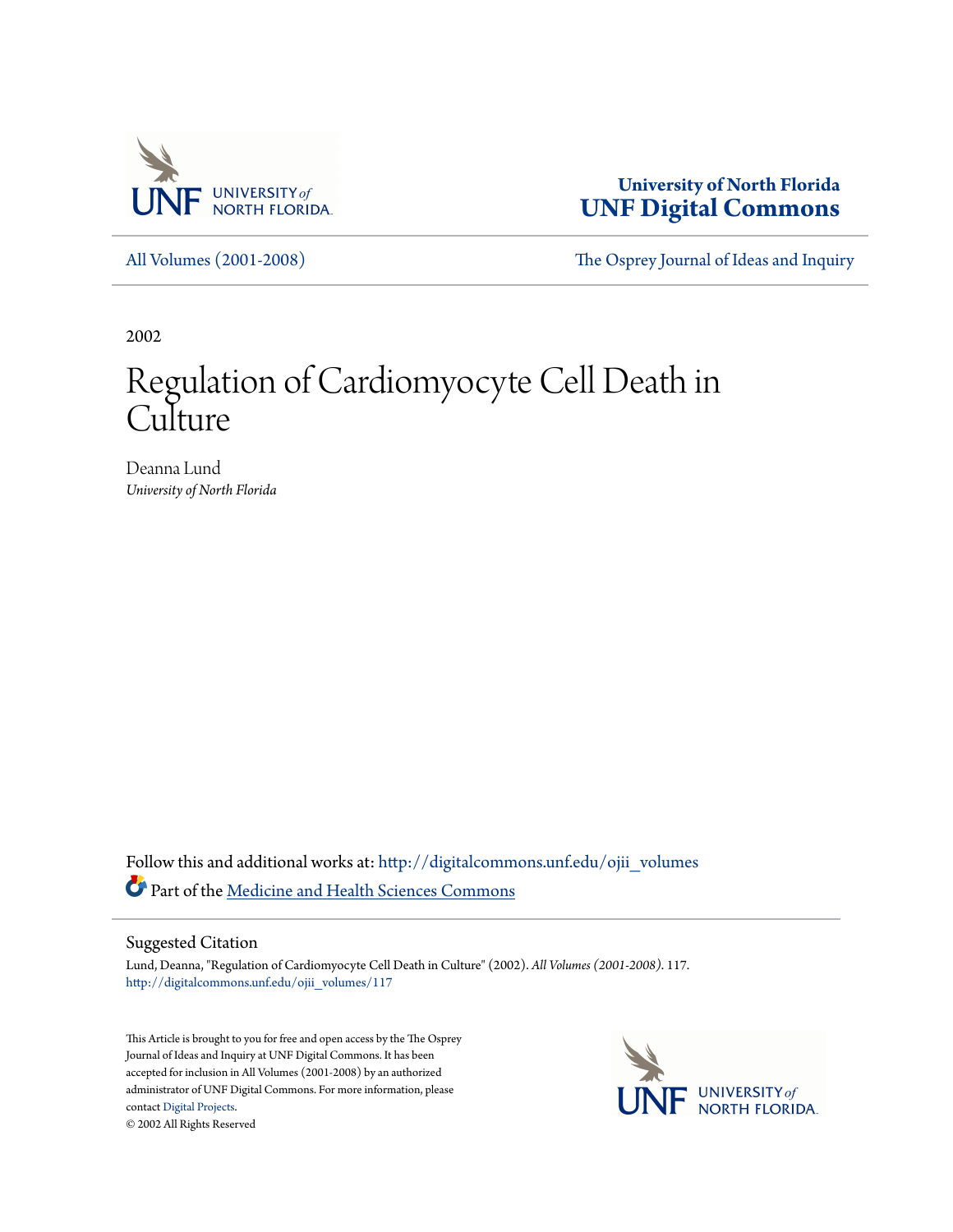University of North Florida
**UNF Digital Commons**

All Volumes (2001-2008) | The Osprey Journal of Ideas and Inquiry

2002

# Regulation of Cardiomyocyte Cell Death in Culture

Deanna Lund
*University of North Florida*

Follow this and additional works at: http://digitalcommons.unf.edu/ojii_volumes

Part of the Medicine and Health Sciences Commons

## Suggested Citation

Lund, Deanna, "Regulation of Cardiomyocyte Cell Death in Culture" (2002). *All Volumes (2001-2008)*. 117.
http://digitalcommons.unf.edu/ojii_volumes/117

This Article is brought to you for free and open access by the The Osprey Journal of Ideas and Inquiry at UNF Digital Commons. It has been accepted for inclusion in All Volumes (2001-2008) by an authorized administrator of UNF Digital Commons. For more information, please contact Digital Projects.
© 2002 All Rights Reserved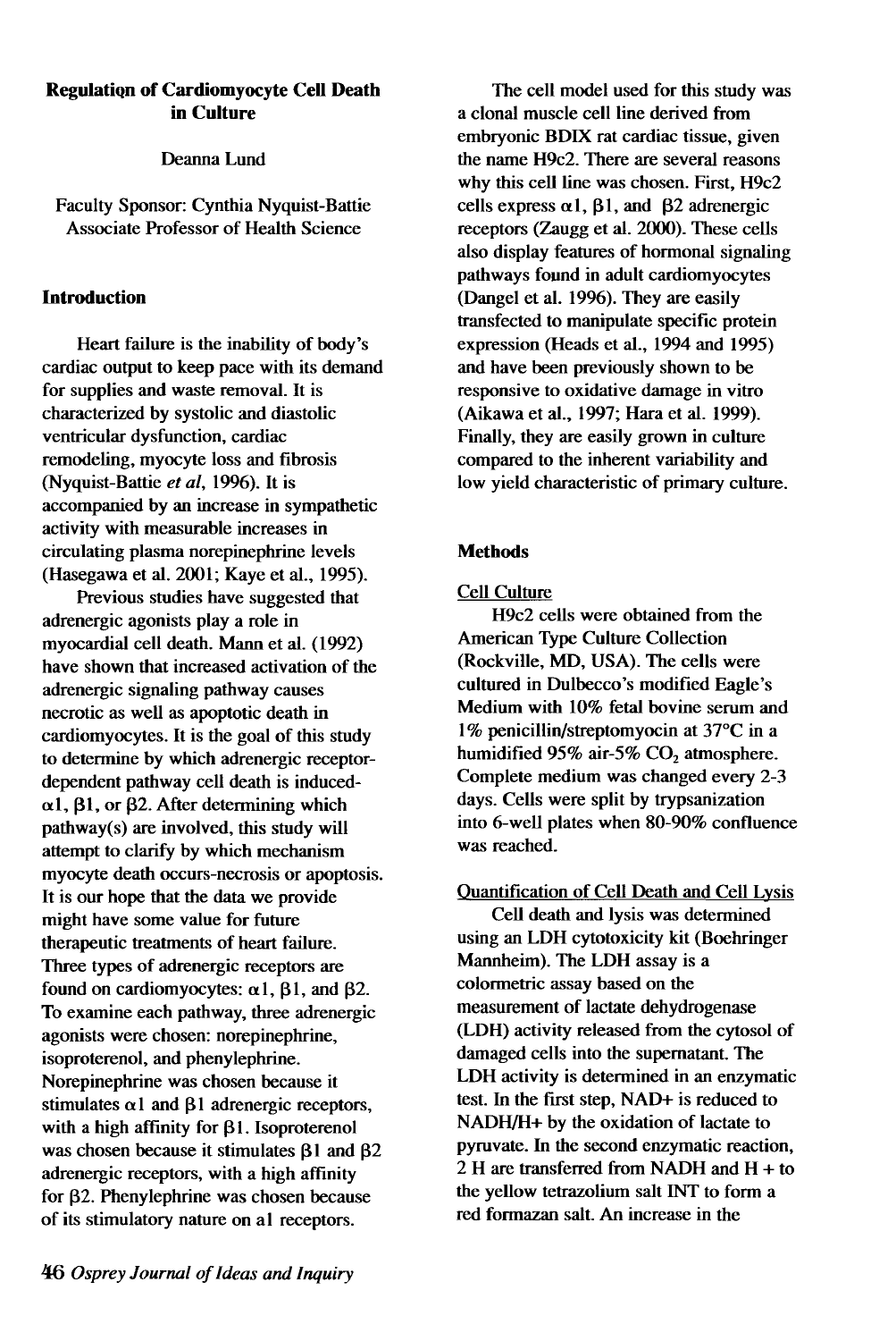## Regulation of Cardiomyocyte Cell Death in Culture

Deanna Lund

Faculty Sponsor: Cynthia Nyquist-Battie
Associate Professor of Health Science

### Introduction

Heart failure is the inability of body's cardiac output to keep pace with its demand for supplies and waste removal. It is characterized by systolic and diastolic ventricular dysfunction, cardiac remodeling, myocyte loss and fibrosis (Nyquist-Battie *et al*, 1996). It is accompanied by an increase in sympathetic activity with measurable increases in circulating plasma norepinephrine levels (Hasegawa et al. 2001; Kaye et al., 1995).

Previous studies have suggested that adrenergic agonists play a role in myocardial cell death. Mann et al. (1992) have shown that increased activation of the adrenergic signaling pathway causes necrotic as well as apoptotic death in cardiomyocytes. It is the goal of this study to determine by which adrenergic receptor-dependent pathway cell death is induced- α1, β1, or β2. After determining which pathway(s) are involved, this study will attempt to clarify by which mechanism myocyte death occurs-necrosis or apoptosis. It is our hope that the data we provide might have some value for future therapeutic treatments of heart failure. Three types of adrenergic receptors are found on cardiomyocytes: α1, β1, and β2. To examine each pathway, three adrenergic agonists were chosen: norepinephrine, isoproterenol, and phenylephrine. Norepinephrine was chosen because it stimulates α1 and β1 adrenergic receptors, with a high affinity for β1. Isoproterenol was chosen because it stimulates β1 and β2 adrenergic receptors, with a high affinity for β2. Phenylephrine was chosen because of its stimulatory nature on a1 receptors.

The cell model used for this study was a clonal muscle cell line derived from embryonic BDIX rat cardiac tissue, given the name H9c2. There are several reasons why this cell line was chosen. First, H9c2 cells express α1, β1, and β2 adrenergic receptors (Zaugg et al. 2000). These cells also display features of hormonal signaling pathways found in adult cardiomyocytes (Dangel et al. 1996). They are easily transfected to manipulate specific protein expression (Heads et al., 1994 and 1995) and have been previously shown to be responsive to oxidative damage in vitro (Aikawa et al., 1997; Hara et al. 1999). Finally, they are easily grown in culture compared to the inherent variability and low yield characteristic of primary culture.

### Methods

#### Cell Culture

H9c2 cells were obtained from the American Type Culture Collection (Rockville, MD, USA). The cells were cultured in Dulbecco's modified Eagle's Medium with 10% fetal bovine serum and 1% penicillin/streptomycin at 37°C in a humidified 95% air-5% $CO_2$ atmosphere. Complete medium was changed every 2-3 days. Cells were split by trypsanization into 6-well plates when 80-90% confluence was reached.

#### Quantification of Cell Death and Cell Lysis

Cell death and lysis was determined using an LDH cytotoxicity kit (Boehringer Mannheim). The LDH assay is a colormetric assay based on the measurement of lactate dehydrogenase (LDH) activity released from the cytosol of damaged cells into the supernatant. The LDH activity is determined in an enzymatic test. In the first step, NAD+ is reduced to NADH/H+ by the oxidation of lactate to pyruvate. In the second enzymatic reaction, 2 H are transferred from NADH and H + to the yellow tetrazolium salt INT to form a red formazan salt. An increase in the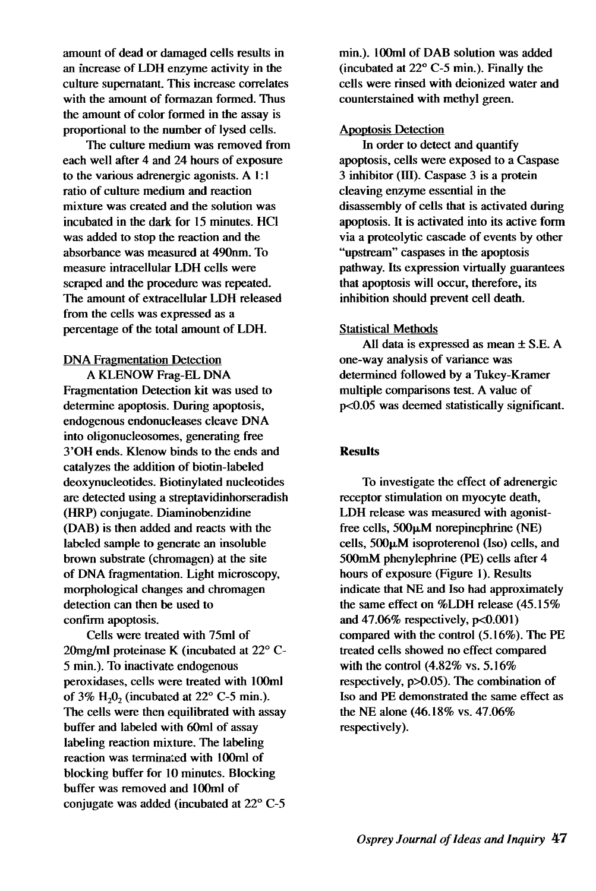amount of dead or damaged cells results in an increase of LDH enzyme activity in the culture supernatant. This increase correlates with the amount of formazan formed. Thus the amount of color formed in the assay is proportional to the number of lysed cells.

The culture medium was removed from each well after 4 and 24 hours of exposure to the various adrenergic agonists. A 1:1 ratio of culture medium and reaction mixture was created and the solution was incubated in the dark for 15 minutes. HCl was added to stop the reaction and the absorbance was measured at 490nm. To measure intracellular LDH cells were scraped and the procedure was repeated. The amount of extracellular LDH released from the cells was expressed as a percentage of the total amount of LDH.

DNA Fragmentation Detection

A KLENOW Frag-EL DNA Fragmentation Detection kit was used to determine apoptosis. During apoptosis, endogenous endonucleases cleave DNA into oligonucleosomes, generating free 3'OH ends. Klenow binds to the ends and catalyzes the addition of biotin-labeled deoxynucleotides. Biotinylated nucleotides are detected using a streptavidinhorseradish (HRP) conjugate. Diaminobenzidine (DAB) is then added and reacts with the labeled sample to generate an insoluble brown substrate (chromagen) at the site of DNA fragmentation. Light microscopy, morphological changes and chromagen detection can then be used to confirm apoptosis.

Cells were treated with 75ml of 20mg/ml proteinase K (incubated at 22° C-5 min.). To inactivate endogenous peroxidases, cells were treated with 100ml of 3% $H_2O_2$ (incubated at 22° C-5 min.). The cells were then equilibrated with assay buffer and labeled with 60ml of assay labeling reaction mixture. The labeling reaction was terminated with 100ml of blocking buffer for 10 minutes. Blocking buffer was removed and 100ml of conjugate was added (incubated at 22° C-5 min.). 100ml of DAB solution was added (incubated at 22° C-5 min.). Finally the cells were rinsed with deionized water and counterstained with methyl green.

Apoptosis Detection

In order to detect and quantify apoptosis, cells were exposed to a Caspase 3 inhibitor (III). Caspase 3 is a protein cleaving enzyme essential in the disassembly of cells that is activated during apoptosis. It is activated into its active form via a proteolytic cascade of events by other "upstream" caspases in the apoptosis pathway. Its expression virtually guarantees that apoptosis will occur, therefore, its inhibition should prevent cell death.

Statistical Methods

All data is expressed as mean ± S.E. A one-way analysis of variance was determined followed by a Tukey-Kramer multiple comparisons test. A value of $p<0.05$ was deemed statistically significant.

**Results**

To investigate the effect of adrenergic receptor stimulation on myocyte death, LDH release was measured with agonist-free cells, 500μM norepinephrine (NE) cells, 500μM isoproterenol (Iso) cells, and 500mM phenylephrine (PE) cells after 4 hours of exposure (Figure 1). Results indicate that NE and Iso had approximately the same effect on %LDH release (45.15% and 47.06% respectively, $p<0.001$) compared with the control (5.16%). The PE treated cells showed no effect compared with the control (4.82% vs. 5.16% respectively, $p>0.05$). The combination of Iso and PE demonstrated the same effect as the NE alone (46.18% vs. 47.06% respectively).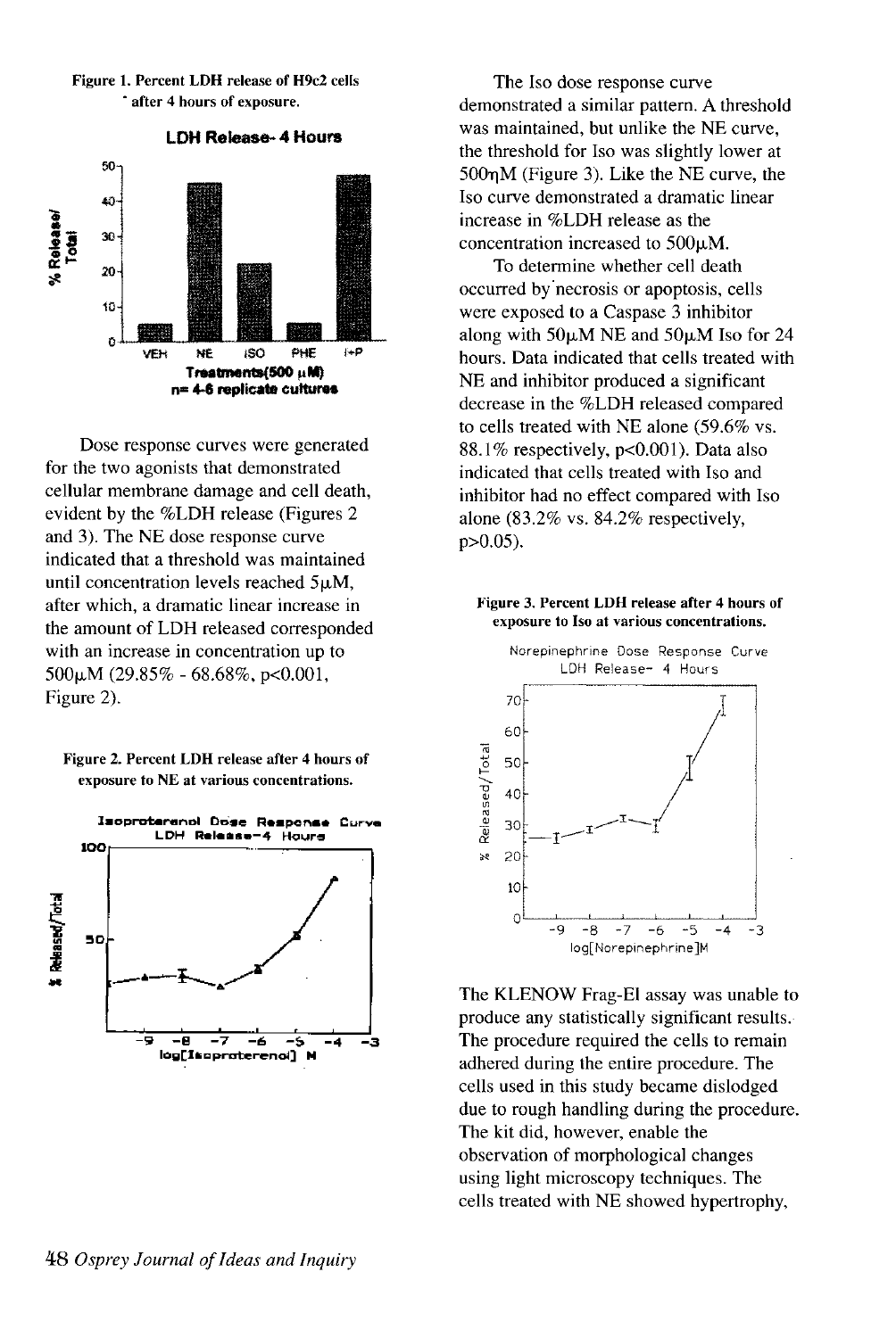**Figure 1. Percent LDH release of H9c2 cells after 4 hours of exposure.**

**LDH Release- 4 Hours**

Treatments(500 µM)
n= 4-6 replicate cultures

Dose response curves were generated for the two agonists that demonstrated cellular membrane damage and cell death, evident by the %LDH release (Figures 2 and 3). The NE dose response curve indicated that a threshold was maintained until concentration levels reached 5µM, after which, a dramatic linear increase in the amount of LDH released corresponded with an increase in concentration up to 500µM (29.85% - 68.68%, $p<0.001$, Figure 2).

**Figure 2. Percent LDH release after 4 hours of exposure to NE at various concentrations.**

Isoproterenol Dose Response Curve
LDH Release-4 Hours

The Iso dose response curve demonstrated a similar pattern. A threshold was maintained, but unlike the NE curve, the threshold for Iso was slightly lower at 500ηM (Figure 3). Like the NE curve, the Iso curve demonstrated a dramatic linear increase in %LDH release as the concentration increased to 500µM.

To determine whether cell death occurred by necrosis or apoptosis, cells were exposed to a Caspase 3 inhibitor along with 50µM NE and 50µM Iso for 24 hours. Data indicated that cells treated with NE and inhibitor produced a significant decrease in the %LDH released compared to cells treated with NE alone (59.6% vs. 88.1% respectively, $p<0.001$). Data also indicated that cells treated with Iso and inhibitor had no effect compared with Iso alone (83.2% vs. 84.2% respectively, $p>0.05$).

**Figure 3. Percent LDH release after 4 hours of exposure to Iso at various concentrations.**

Norepinephrine Dose Response Curve
LDH Release- 4 Hours

The KLENOW Frag-El assay was unable to produce any statistically significant results. The procedure required the cells to remain adhered during the entire procedure. The cells used in this study became dislodged due to rough handling during the procedure. The kit did, however, enable the observation of morphological changes using light microscopy techniques. The cells treated with NE showed hypertrophy,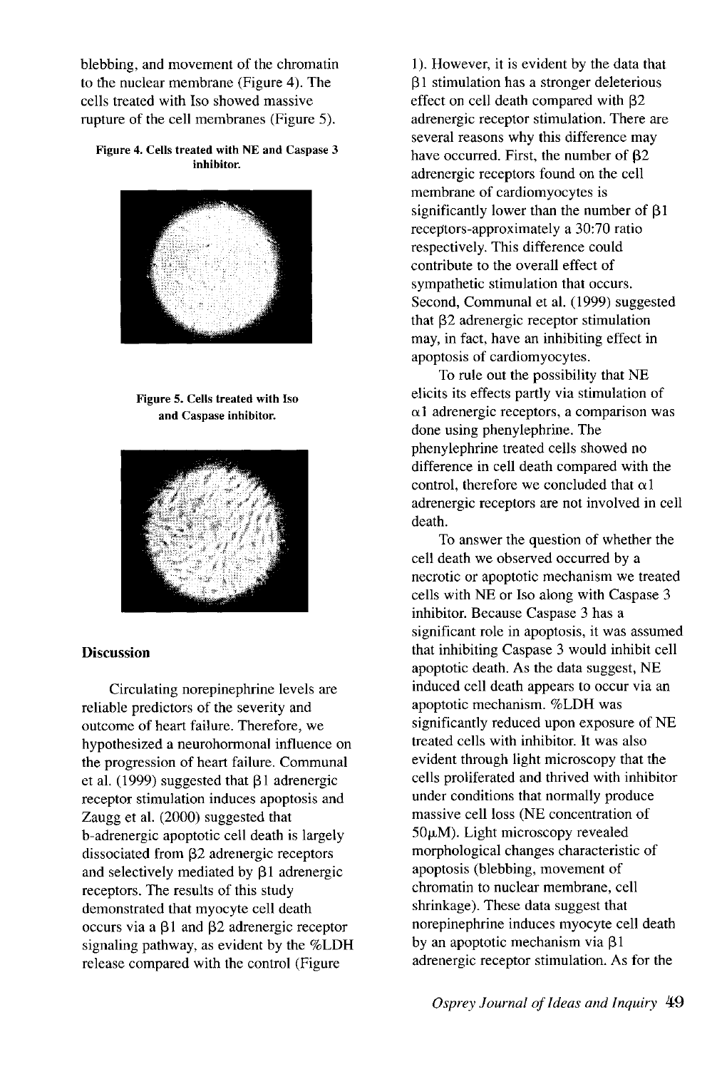blebbing, and movement of the chromatin to the nuclear membrane (Figure 4). The cells treated with Iso showed massive rupture of the cell membranes (Figure 5).

**Figure 4. Cells treated with NE and Caspase 3 inhibitor.**

**Figure 5. Cells treated with Iso and Caspase inhibitor.**

## Discussion

Circulating norepinephrine levels are reliable predictors of the severity and outcome of heart failure. Therefore, we hypothesized a neurohormonal influence on the progression of heart failure. Communal et al. (1999) suggested that β1 adrenergic receptor stimulation induces apoptosis and Zaugg et al. (2000) suggested that b-adrenergic apoptotic cell death is largely dissociated from β2 adrenergic receptors and selectively mediated by β1 adrenergic receptors. The results of this study demonstrated that myocyte cell death occurs via a β1 and β2 adrenergic receptor signaling pathway, as evident by the %LDH release compared with the control (Figure 1). However, it is evident by the data that β1 stimulation has a stronger deleterious effect on cell death compared with β2 adrenergic receptor stimulation. There are several reasons why this difference may have occurred. First, the number of β2 adrenergic receptors found on the cell membrane of cardiomyocytes is significantly lower than the number of β1 receptors-approximately a 30:70 ratio respectively. This difference could contribute to the overall effect of sympathetic stimulation that occurs. Second, Communal et al. (1999) suggested that β2 adrenergic receptor stimulation may, in fact, have an inhibiting effect in apoptosis of cardiomyocytes.

To rule out the possibility that NE elicits its effects partly via stimulation of α1 adrenergic receptors, a comparison was done using phenylephrine. The phenylephrine treated cells showed no difference in cell death compared with the control, therefore we concluded that α1 adrenergic receptors are not involved in cell death.

To answer the question of whether the cell death we observed occurred by a necrotic or apoptotic mechanism we treated cells with NE or Iso along with Caspase 3 inhibitor. Because Caspase 3 has a significant role in apoptosis, it was assumed that inhibiting Caspase 3 would inhibit cell apoptotic death. As the data suggest, NE induced cell death appears to occur via an apoptotic mechanism. %LDH was significantly reduced upon exposure of NE treated cells with inhibitor. It was also evident through light microscopy that the cells proliferated and thrived with inhibitor under conditions that normally produce massive cell loss (NE concentration of 50μM). Light microscopy revealed morphological changes characteristic of apoptosis (blebbing, movement of chromatin to nuclear membrane, cell shrinkage). These data suggest that norepinephrine induces myocyte cell death by an apoptotic mechanism via β1 adrenergic receptor stimulation. As for the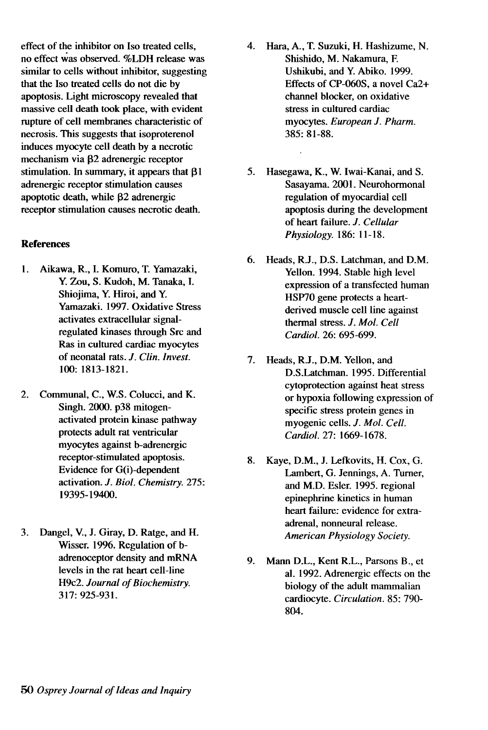effect of the inhibitor on Iso treated cells, no effect was observed. %LDH release was similar to cells without inhibitor, suggesting that the Iso treated cells do not die by apoptosis. Light microscopy revealed that massive cell death took place, with evident rupture of cell membranes characteristic of necrosis. This suggests that isoproterenol induces myocyte cell death by a necrotic mechanism via β2 adrenergic receptor stimulation. In summary, it appears that β1 adrenergic receptor stimulation causes apoptotic death, while β2 adrenergic receptor stimulation causes necrotic death.

## References

1. Aikawa, R., I. Komuro, T. Yamazaki, Y. Zou, S. Kudoh, M. Tanaka, I. Shiojima, Y. Hiroi, and Y. Yamazaki. 1997. Oxidative Stress activates extracellular signal-regulated kinases through Src and Ras in cultured cardiac myocytes of neonatal rats. *J. Clin. Invest.* 100: 1813-1821.

2. Communal, C., W.S. Colucci, and K. Singh. 2000. p38 mitogen-activated protein kinase pathway protects adult rat ventricular myocytes against b-adrenergic receptor-stimulated apoptosis. Evidence for G(i)-dependent activation. *J. Biol. Chemistry.* 275: 19395-19400.

3. Dangel, V., J. Giray, D. Ratge, and H. Wisser. 1996. Regulation of b-adrenoceptor density and mRNA levels in the rat heart cell-line H9c2. *Journal of Biochemistry.* 317: 925-931.

4. Hara, A., T. Suzuki, H. Hashizume, N. Shishido, M. Nakamura, F. Ushikubi, and Y. Abiko. 1999. Effects of CP-060S, a novel Ca2+ channel blocker, on oxidative stress in cultured cardiac myocytes. *European J. Pharm.* 385: 81-88.

5. Hasegawa, K., W. Iwai-Kanai, and S. Sasayama. 2001. Neurohormonal regulation of myocardial cell apoptosis during the development of heart failure. *J. Cellular Physiology.* 186: 11-18.

6. Heads, R.J., D.S. Latchman, and D.M. Yellon. 1994. Stable high level expression of a transfected human HSP70 gene protects a heart-derived muscle cell line against thermal stress. *J. Mol. Cell Cardiol.* 26: 695-699.

7. Heads, R.J., D.M. Yellon, and D.S.Latchman. 1995. Differential cytoprotection against heat stress or hypoxia following expression of specific stress protein genes in myogenic cells. *J. Mol. Cell. Cardiol.* 27: 1669-1678.

8. Kaye, D.M., J. Lefkovits, H. Cox, G. Lambert, G. Jennings, A. Turner, and M.D. Esler. 1995. regional epinephrine kinetics in human heart failure: evidence for extra-adrenal, nonneural release. *American Physiology Society.*

9. Mann D.L., Kent R.L., Parsons B., et al. 1992. Adrenergic effects on the biology of the adult mammalian cardiocyte. *Circulation.* 85: 790-804.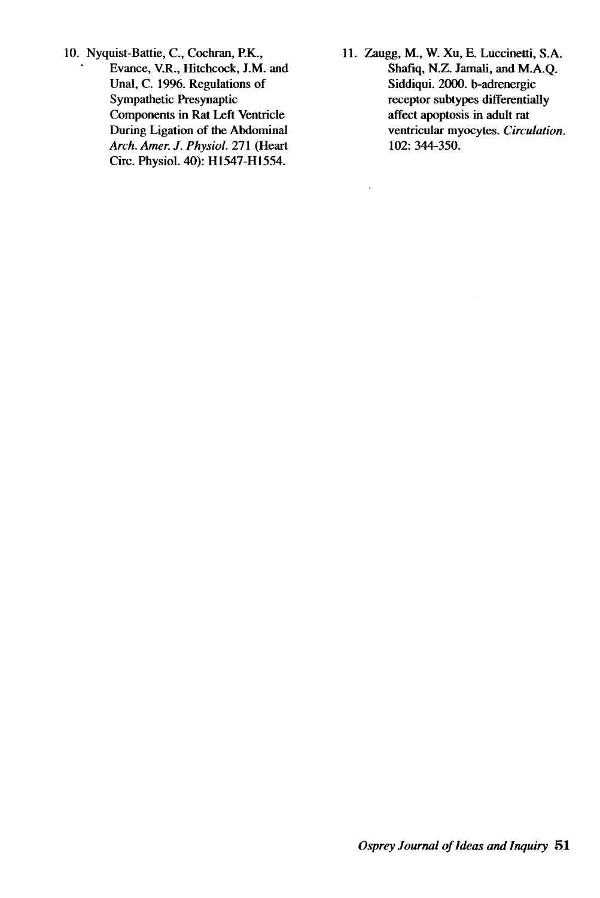10. Nyquist-Battie, C., Cochran, P.K., Evance, V.R., Hitchcock, J.M. and Unal, C. 1996. Regulations of Sympathetic Presynaptic Components in Rat Left Ventricle During Ligation of the Abdominal *Arch. Amer. J. Physiol.* 271 (Heart Circ. Physiol. 40): H1547-H1554.

11. Zaugg, M., W. Xu, E. Luccinetti, S.A. Shafiq, N.Z. Jamali, and M.A.Q. Siddiqui. 2000. b-adrenergic receptor subtypes differentially affect apoptosis in adult rat ventricular myocytes. *Circulation.* 102: 344-350.